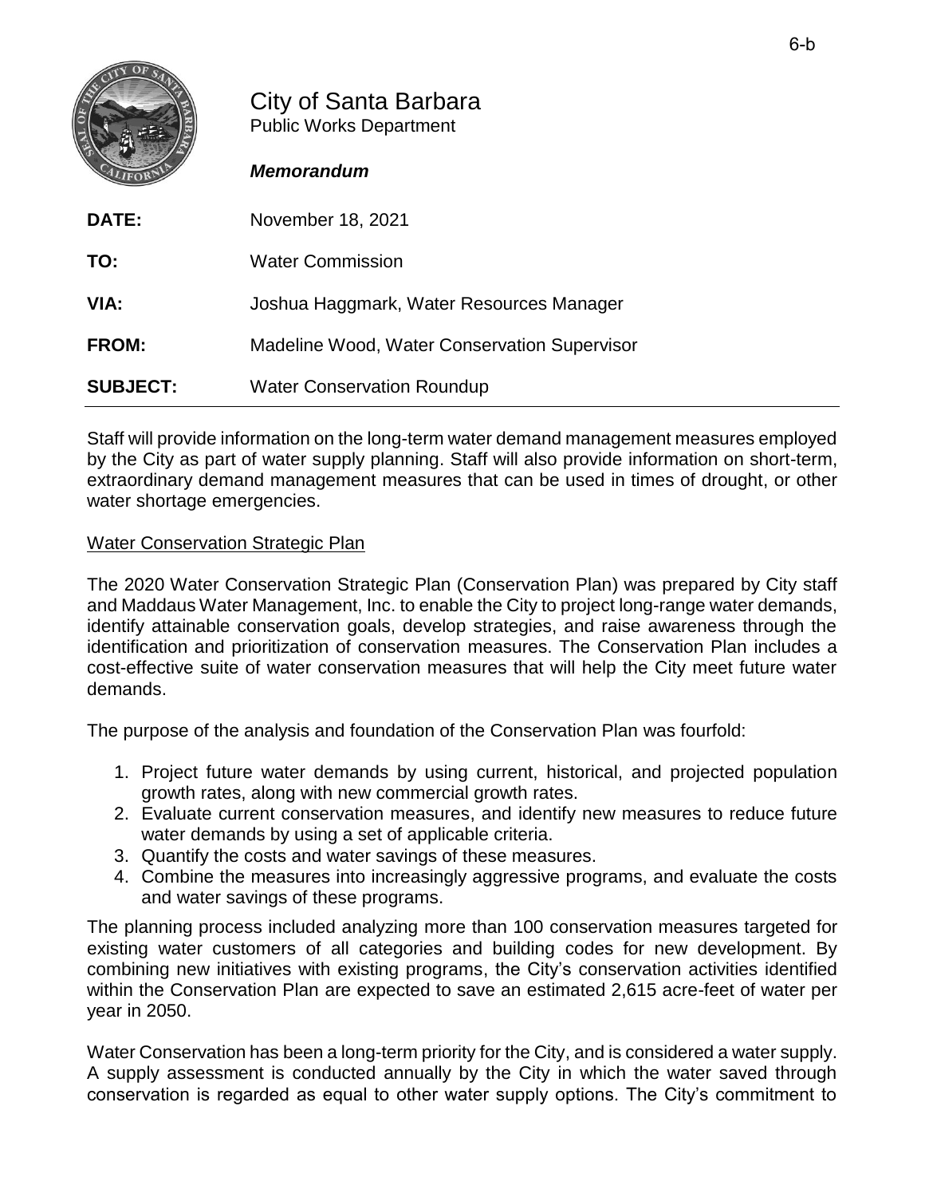# City of Santa Barbara

Public Works Department

***Memorandum***

| | |
|---|---|
| **DATE:** | November 18, 2021 |
| **TO:** | Water Commission |
| **VIA:** | Joshua Haggmark, Water Resources Manager |
| **FROM:** | Madeline Wood, Water Conservation Supervisor |
| **SUBJECT:** | Water Conservation Roundup |

Staff will provide information on the long-term water demand management measures employed by the City as part of water supply planning. Staff will also provide information on short-term, extraordinary demand management measures that can be used in times of drought, or other water shortage emergencies.

## Water Conservation Strategic Plan

The 2020 Water Conservation Strategic Plan (Conservation Plan) was prepared by City staff and Maddaus Water Management, Inc. to enable the City to project long-range water demands, identify attainable conservation goals, develop strategies, and raise awareness through the identification and prioritization of conservation measures. The Conservation Plan includes a cost-effective suite of water conservation measures that will help the City meet future water demands.

The purpose of the analysis and foundation of the Conservation Plan was fourfold:

1. Project future water demands by using current, historical, and projected population growth rates, along with new commercial growth rates.
2. Evaluate current conservation measures, and identify new measures to reduce future water demands by using a set of applicable criteria.
3. Quantify the costs and water savings of these measures.
4. Combine the measures into increasingly aggressive programs, and evaluate the costs and water savings of these programs.

The planning process included analyzing more than 100 conservation measures targeted for existing water customers of all categories and building codes for new development. By combining new initiatives with existing programs, the City's conservation activities identified within the Conservation Plan are expected to save an estimated 2,615 acre-feet of water per year in 2050.

Water Conservation has been a long-term priority for the City, and is considered a water supply. A supply assessment is conducted annually by the City in which the water saved through conservation is regarded as equal to other water supply options. The City's commitment to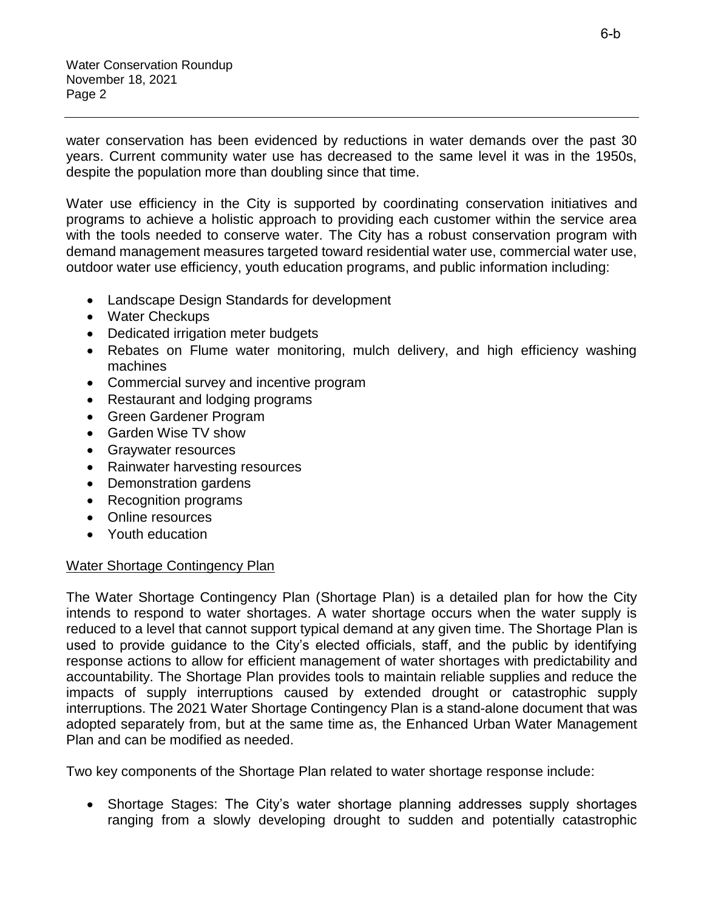water conservation has been evidenced by reductions in water demands over the past 30 years. Current community water use has decreased to the same level it was in the 1950s, despite the population more than doubling since that time.

Water use efficiency in the City is supported by coordinating conservation initiatives and programs to achieve a holistic approach to providing each customer within the service area with the tools needed to conserve water. The City has a robust conservation program with demand management measures targeted toward residential water use, commercial water use, outdoor water use efficiency, youth education programs, and public information including:

- Landscape Design Standards for development
- Water Checkups
- Dedicated irrigation meter budgets
- Rebates on Flume water monitoring, mulch delivery, and high efficiency washing machines
- Commercial survey and incentive program
- Restaurant and lodging programs
- Green Gardener Program
- Garden Wise TV show
- Graywater resources
- Rainwater harvesting resources
- Demonstration gardens
- Recognition programs
- Online resources
- Youth education

<u>Water Shortage Contingency Plan</u>

The Water Shortage Contingency Plan (Shortage Plan) is a detailed plan for how the City intends to respond to water shortages. A water shortage occurs when the water supply is reduced to a level that cannot support typical demand at any given time. The Shortage Plan is used to provide guidance to the City's elected officials, staff, and the public by identifying response actions to allow for efficient management of water shortages with predictability and accountability. The Shortage Plan provides tools to maintain reliable supplies and reduce the impacts of supply interruptions caused by extended drought or catastrophic supply interruptions. The 2021 Water Shortage Contingency Plan is a stand-alone document that was adopted separately from, but at the same time as, the Enhanced Urban Water Management Plan and can be modified as needed.

Two key components of the Shortage Plan related to water shortage response include:

- Shortage Stages: The City's water shortage planning addresses supply shortages ranging from a slowly developing drought to sudden and potentially catastrophic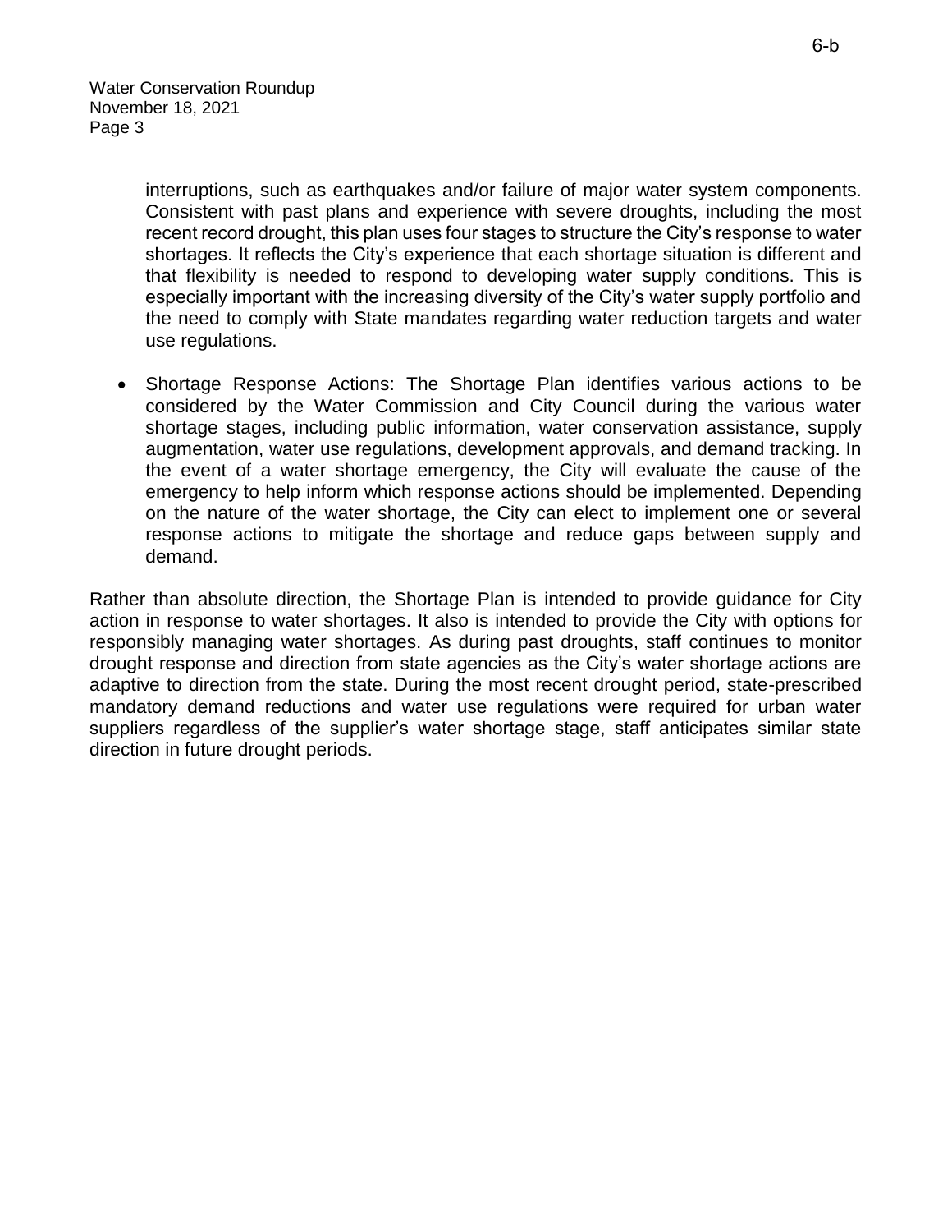interruptions, such as earthquakes and/or failure of major water system components. Consistent with past plans and experience with severe droughts, including the most recent record drought, this plan uses four stages to structure the City's response to water shortages. It reflects the City's experience that each shortage situation is different and that flexibility is needed to respond to developing water supply conditions. This is especially important with the increasing diversity of the City's water supply portfolio and the need to comply with State mandates regarding water reduction targets and water use regulations.

- Shortage Response Actions: The Shortage Plan identifies various actions to be considered by the Water Commission and City Council during the various water shortage stages, including public information, water conservation assistance, supply augmentation, water use regulations, development approvals, and demand tracking. In the event of a water shortage emergency, the City will evaluate the cause of the emergency to help inform which response actions should be implemented. Depending on the nature of the water shortage, the City can elect to implement one or several response actions to mitigate the shortage and reduce gaps between supply and demand.

Rather than absolute direction, the Shortage Plan is intended to provide guidance for City action in response to water shortages. It also is intended to provide the City with options for responsibly managing water shortages. As during past droughts, staff continues to monitor drought response and direction from state agencies as the City's water shortage actions are adaptive to direction from the state. During the most recent drought period, state-prescribed mandatory demand reductions and water use regulations were required for urban water suppliers regardless of the supplier's water shortage stage, staff anticipates similar state direction in future drought periods.